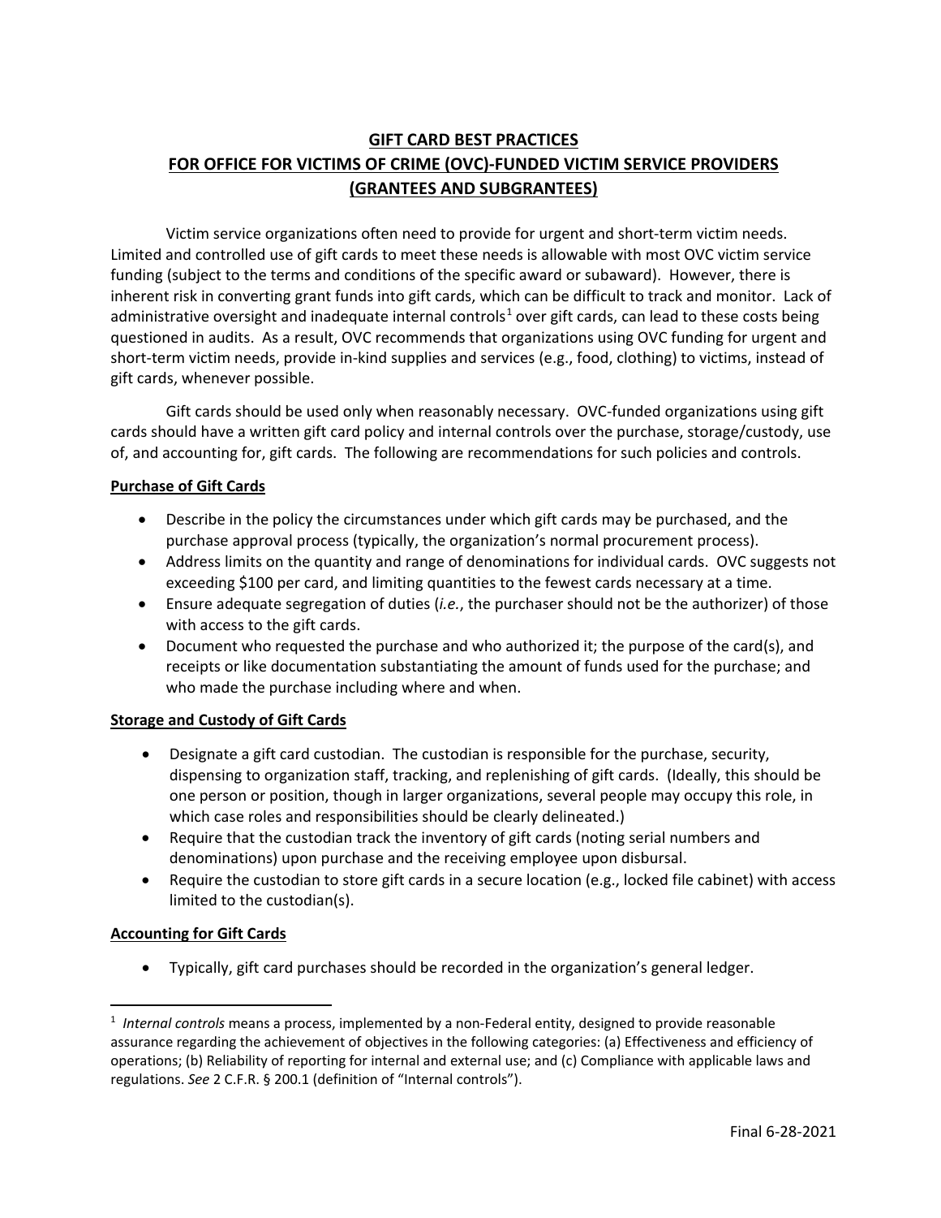# GIFT CARD BEST PRACTICES FOR OFFICE FOR VICTIMS OF CRIME (OVC)-FUNDED VICTIM SERVICE PROVIDERS (GRANTEES AND SUBGRANTEES)

Victim service organizations often need to provide for urgent and short-term victim needs. Limited and controlled use of gift cards to meet these needs is allowable with most OVC victim service funding (subject to the terms and conditions of the specific award or subaward). However, there is inherent risk in converting grant funds into gift cards, which can be difficult to track and monitor. Lack of administrative oversight and inadequate internal controls[1] over gift cards, can lead to these costs being questioned in audits. As a result, OVC recommends that organizations using OVC funding for urgent and short-term victim needs, provide in-kind supplies and services (e.g., food, clothing) to victims, instead of gift cards, whenever possible.

Gift cards should be used only when reasonably necessary. OVC-funded organizations using gift cards should have a written gift card policy and internal controls over the purchase, storage/custody, use of, and accounting for, gift cards. The following are recommendations for such policies and controls.

## Purchase of Gift Cards

- Describe in the policy the circumstances under which gift cards may be purchased, and the purchase approval process (typically, the organization's normal procurement process).
- Address limits on the quantity and range of denominations for individual cards. OVC suggests not exceeding $100 per card, and limiting quantities to the fewest cards necessary at a time.
- Ensure adequate segregation of duties (*i.e.*, the purchaser should not be the authorizer) of those with access to the gift cards.
- Document who requested the purchase and who authorized it; the purpose of the card(s), and receipts or like documentation substantiating the amount of funds used for the purchase; and who made the purchase including where and when.

## Storage and Custody of Gift Cards

- Designate a gift card custodian. The custodian is responsible for the purchase, security, dispensing to organization staff, tracking, and replenishing of gift cards. (Ideally, this should be one person or position, though in larger organizations, several people may occupy this role, in which case roles and responsibilities should be clearly delineated.)
- Require that the custodian track the inventory of gift cards (noting serial numbers and denominations) upon purchase and the receiving employee upon disbursal.
- Require the custodian to store gift cards in a secure location (e.g., locked file cabinet) with access limited to the custodian(s).

## Accounting for Gift Cards

- Typically, gift card purchases should be recorded in the organization's general ledger.

---

[1] *Internal controls* means a process, implemented by a non-Federal entity, designed to provide reasonable assurance regarding the achievement of objectives in the following categories: (a) Effectiveness and efficiency of operations; (b) Reliability of reporting for internal and external use; and (c) Compliance with applicable laws and regulations. *See* 2 C.F.R. § 200.1 (definition of "Internal controls").

Final 6-28-2021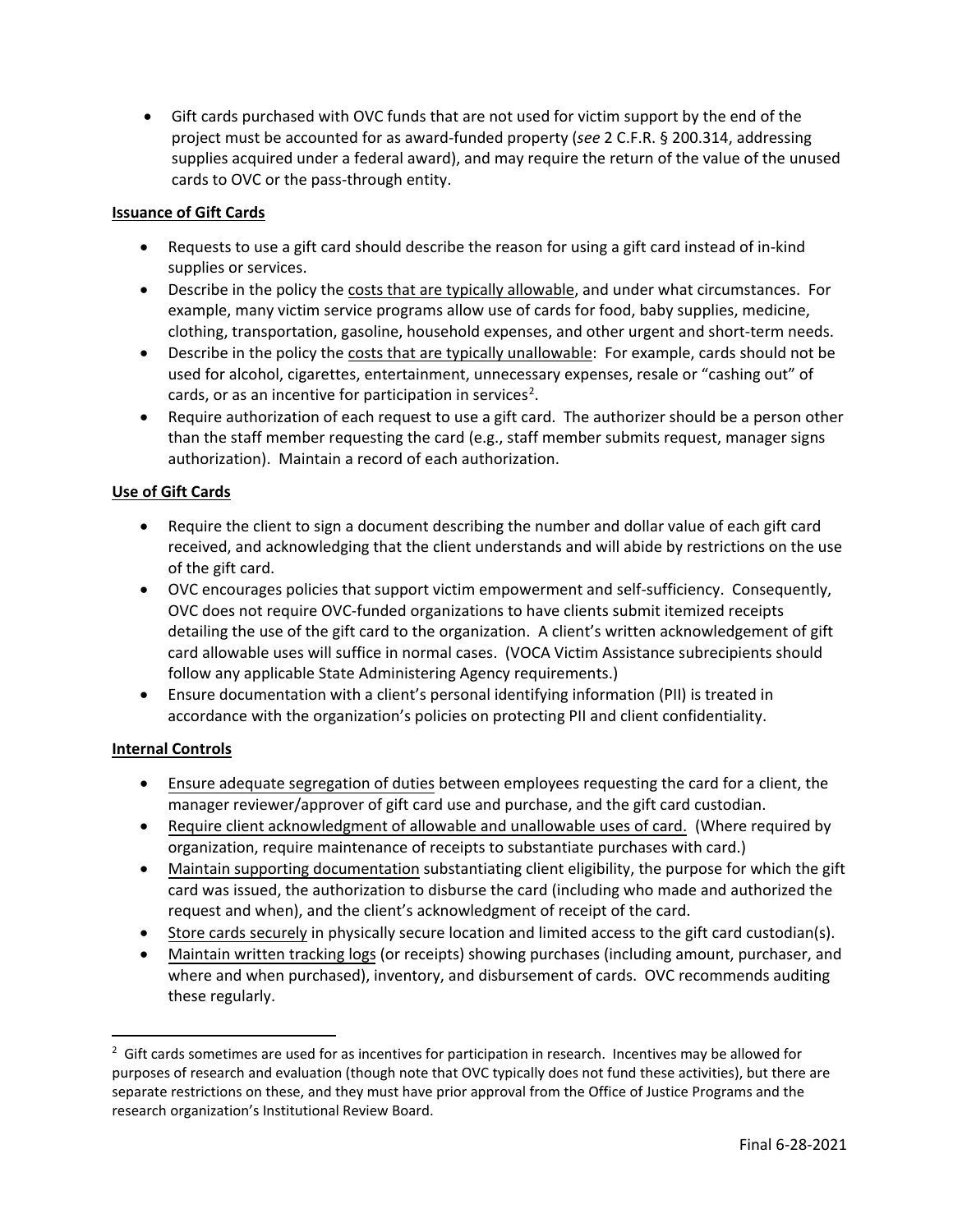- Gift cards purchased with OVC funds that are not used for victim support by the end of the project must be accounted for as award-funded property (*see* 2 C.F.R. § 200.314, addressing supplies acquired under a federal award), and may require the return of the value of the unused cards to OVC or the pass-through entity.

**Issuance of Gift Cards**

- Requests to use a gift card should describe the reason for using a gift card instead of in-kind supplies or services.
- Describe in the policy the costs that are typically allowable, and under what circumstances. For example, many victim service programs allow use of cards for food, baby supplies, medicine, clothing, transportation, gasoline, household expenses, and other urgent and short-term needs.
- Describe in the policy the costs that are typically unallowable: For example, cards should not be used for alcohol, cigarettes, entertainment, unnecessary expenses, resale or "cashing out" of cards, or as an incentive for participation in services[2].
- Require authorization of each request to use a gift card. The authorizer should be a person other than the staff member requesting the card (e.g., staff member submits request, manager signs authorization). Maintain a record of each authorization.

**Use of Gift Cards**

- Require the client to sign a document describing the number and dollar value of each gift card received, and acknowledging that the client understands and will abide by restrictions on the use of the gift card.
- OVC encourages policies that support victim empowerment and self-sufficiency. Consequently, OVC does not require OVC-funded organizations to have clients submit itemized receipts detailing the use of the gift card to the organization. A client's written acknowledgement of gift card allowable uses will suffice in normal cases. (VOCA Victim Assistance subrecipients should follow any applicable State Administering Agency requirements.)
- Ensure documentation with a client's personal identifying information (PII) is treated in accordance with the organization's policies on protecting PII and client confidentiality.

**Internal Controls**

- Ensure adequate segregation of duties between employees requesting the card for a client, the manager reviewer/approver of gift card use and purchase, and the gift card custodian.
- Require client acknowledgment of allowable and unallowable uses of card. (Where required by organization, require maintenance of receipts to substantiate purchases with card.)
- Maintain supporting documentation substantiating client eligibility, the purpose for which the gift card was issued, the authorization to disburse the card (including who made and authorized the request and when), and the client's acknowledgment of receipt of the card.
- Store cards securely in physically secure location and limited access to the gift card custodian(s).
- Maintain written tracking logs (or receipts) showing purchases (including amount, purchaser, and where and when purchased), inventory, and disbursement of cards. OVC recommends auditing these regularly.

[2] Gift cards sometimes are used for as incentives for participation in research. Incentives may be allowed for purposes of research and evaluation (though note that OVC typically does not fund these activities), but there are separate restrictions on these, and they must have prior approval from the Office of Justice Programs and the research organization's Institutional Review Board.

Final 6-28-2021